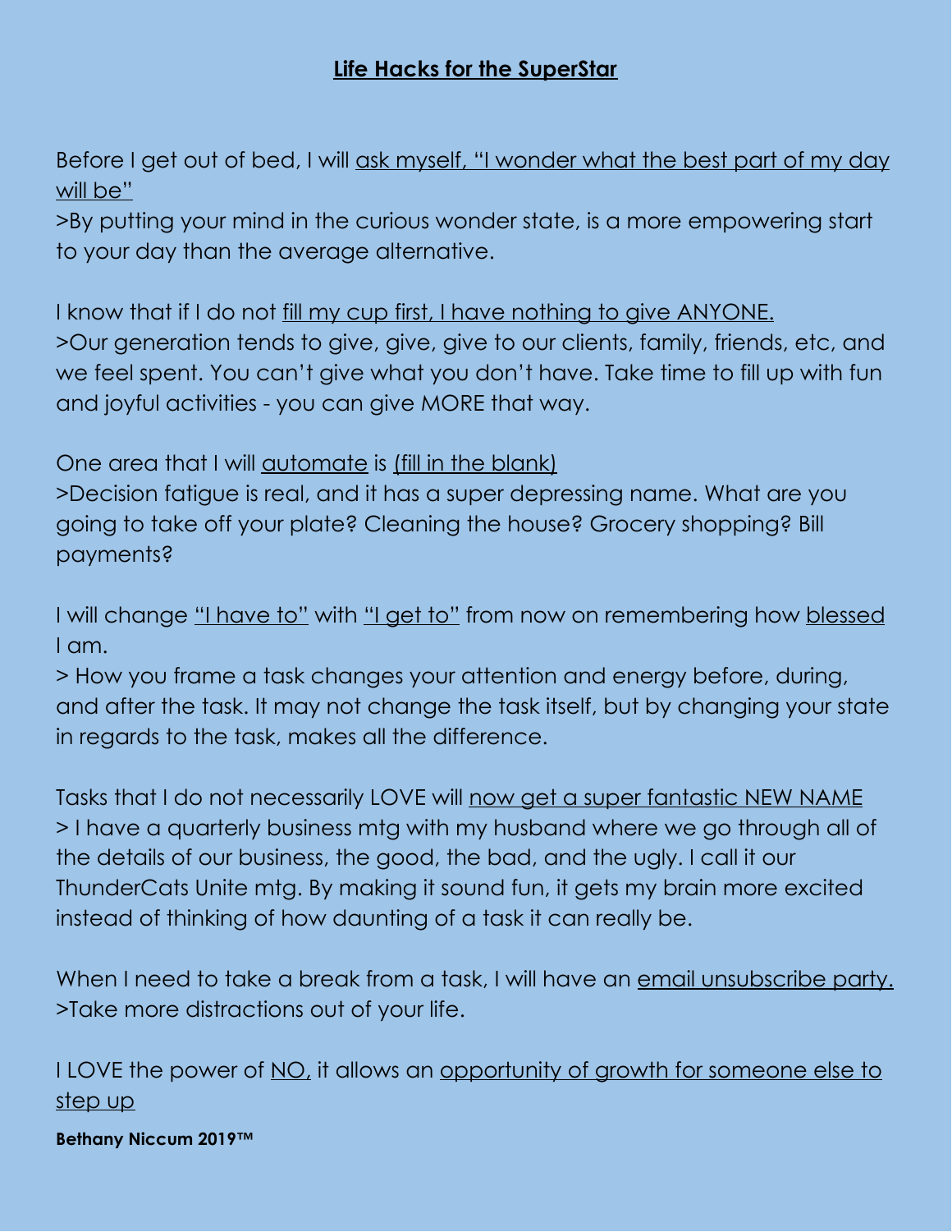# Life Hacks for the SuperStar

Before I get out of bed, I will ask myself, "I wonder what the best part of my day will be"

>By putting your mind in the curious wonder state, is a more empowering start to your day than the average alternative.

I know that if I do not fill my cup first, I have nothing to give ANYONE.

>Our generation tends to give, give, give to our clients, family, friends, etc, and we feel spent. You can't give what you don't have. Take time to fill up with fun and joyful activities - you can give MORE that way.

One area that I will automate is (fill in the blank)

>Decision fatigue is real, and it has a super depressing name. What are you going to take off your plate? Cleaning the house? Grocery shopping? Bill payments?

I will change "I have to" with "I get to" from now on remembering how blessed I am.

> How you frame a task changes your attention and energy before, during, and after the task. It may not change the task itself, but by changing your state in regards to the task, makes all the difference.

Tasks that I do not necessarily LOVE will now get a super fantastic NEW NAME

> I have a quarterly business mtg with my husband where we go through all of the details of our business, the good, the bad, and the ugly. I call it our ThunderCats Unite mtg. By making it sound fun, it gets my brain more excited instead of thinking of how daunting of a task it can really be.

When I need to take a break from a task, I will have an email unsubscribe party.

>Take more distractions out of your life.

I LOVE the power of NO, it allows an opportunity of growth for someone else to step up

**Bethany Niccum 2019™**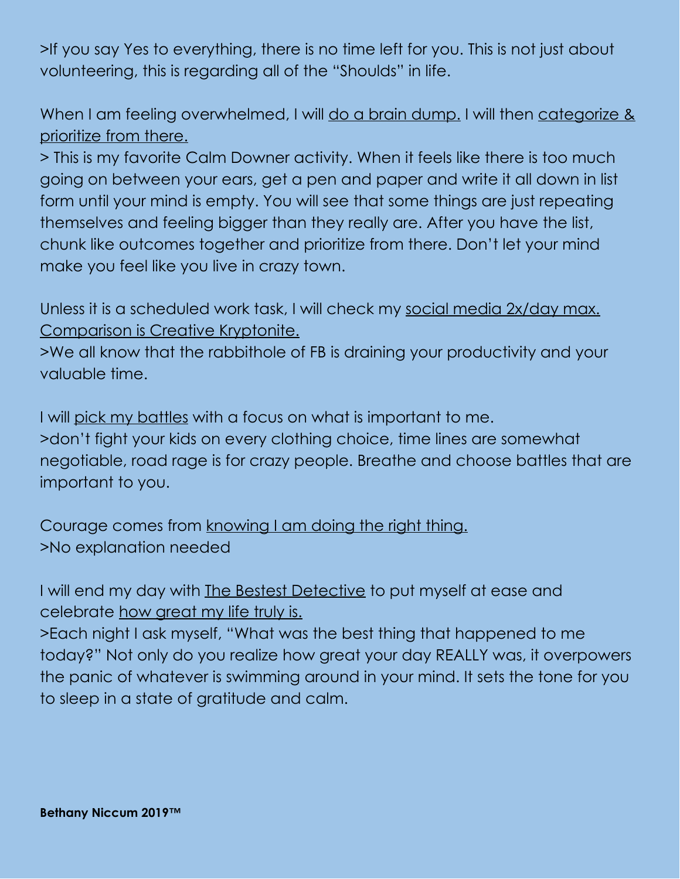>If you say Yes to everything, there is no time left for you. This is not just about volunteering, this is regarding all of the "Shoulds" in life.

When I am feeling overwhelmed, I will <u>do a brain dump.</u> I will then <u>categorize & prioritize from there.</u>
> This is my favorite Calm Downer activity. When it feels like there is too much going on between your ears, get a pen and paper and write it all down in list form until your mind is empty. You will see that some things are just repeating themselves and feeling bigger than they really are. After you have the list, chunk like outcomes together and prioritize from there. Don't let your mind make you feel like you live in crazy town.

Unless it is a scheduled work task, I will check my <u>social media 2x/day max. Comparison is Creative Kryptonite.</u>
>We all know that the rabbithole of FB is draining your productivity and your valuable time.

I will <u>pick my battles</u> with a focus on what is important to me.
>don't fight your kids on every clothing choice, time lines are somewhat negotiable, road rage is for crazy people. Breathe and choose battles that are important to you.

Courage comes from <u>knowing I am doing the right thing.</u>
>No explanation needed

I will end my day with <u>The Bestest Detective</u> to put myself at ease and celebrate <u>how great my life truly is.</u>
>Each night I ask myself, "What was the best thing that happened to me today?" Not only do you realize how great your day REALLY was, it overpowers the panic of whatever is swimming around in your mind. It sets the tone for you to sleep in a state of gratitude and calm.